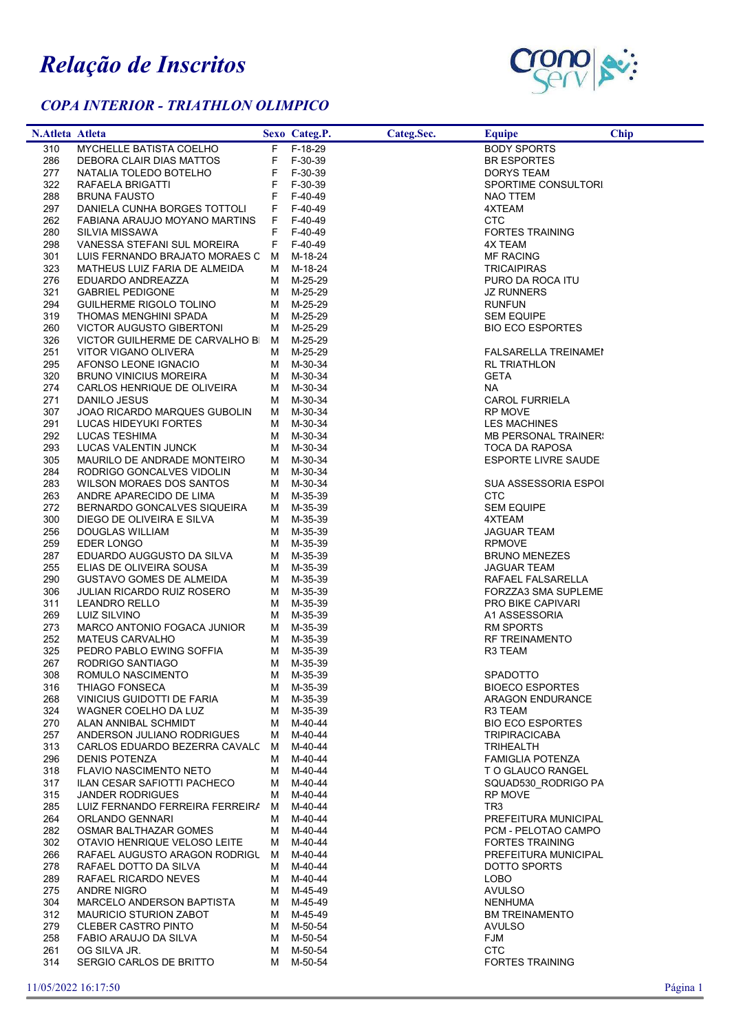# *Relação de Inscritos*

## *COPA INTERIOR - TRIATHLON OLIMPICO*

| N.Atleta | Atleta | Sexo | Categ.P. | Categ.Sec. | Equipe | Chip |
|---|---|---|---|---|---|---|
| 310 | MYCHELLE BATISTA COELHO | F | F-18-29 | | BODY SPORTS | |
| 286 | DEBORA CLAIR DIAS MATTOS | F | F-30-39 | | BR ESPORTES | |
| 277 | NATALIA TOLEDO BOTELHO | F | F-30-39 | | DORYS TEAM | |
| 322 | RAFAELA BRIGATTI | F | F-30-39 | | SPORTIME CONSULTORI | |
| 288 | BRUNA FAUSTO | F | F-40-49 | | NAO TTEM | |
| 297 | DANIELA CUNHA BORGES TOTTOLI | F | F-40-49 | | 4XTEAM | |
| 262 | FABIANA ARAUJO MOYANO MARTINS | F | F-40-49 | | CTC | |
| 280 | SILVIA MISSAWA | F | F-40-49 | | FORTES TRAINING | |
| 298 | VANESSA STEFANI SUL MOREIRA | F | F-40-49 | | 4X TEAM | |
| 301 | LUIS FERNANDO BRAJATO MORAES C | M | M-18-24 | | MF RACING | |
| 323 | MATHEUS LUIZ FARIA DE ALMEIDA | M | M-18-24 | | TRICAIPIRAS | |
| 276 | EDUARDO ANDREAZZA | M | M-25-29 | | PURO DA ROCA ITU | |
| 321 | GABRIEL PEDIGONE | M | M-25-29 | | JZ RUNNERS | |
| 294 | GUILHERME RIGOLO TOLINO | M | M-25-29 | | RUNFUN | |
| 319 | THOMAS MENGHINI SPADA | M | M-25-29 | | SEM EQUIPE | |
| 260 | VICTOR AUGUSTO GIBERTONI | M | M-25-29 | | BIO ECO ESPORTES | |
| 326 | VICTOR GUILHERME DE CARVALHO BI | M | M-25-29 | | | |
| 251 | VITOR VIGANO OLIVERA | M | M-25-29 | | FALSARELLA TREINAMEI | |
| 295 | AFONSO LEONE IGNACIO | M | M-30-34 | | RL TRIATHLON | |
| 320 | BRUNO VINICIUS MOREIRA | M | M-30-34 | | GETA | |
| 274 | CARLOS HENRIQUE DE OLIVEIRA | M | M-30-34 | | NA | |
| 271 | DANILO JESUS | M | M-30-34 | | CAROL FURRIELA | |
| 307 | JOAO RICARDO MARQUES GUBOLIN | M | M-30-34 | | RP MOVE | |
| 291 | LUCAS HIDEYUKI FORTES | M | M-30-34 | | LES MACHINES | |
| 292 | LUCAS TESHIMA | M | M-30-34 | | MB PERSONAL TRAINER: | |
| 293 | LUCAS VALENTIN JUNCK | M | M-30-34 | | TOCA DA RAPOSA | |
| 305 | MAURILO DE ANDRADE MONTEIRO | M | M-30-34 | | ESPORTE LIVRE SAUDE | |
| 284 | RODRIGO GONCALVES VIDOLIN | M | M-30-34 | | | |
| 283 | WILSON MORAES DOS SANTOS | M | M-30-34 | | SUA ASSESSORIA ESPOI | |
| 263 | ANDRE APARECIDO DE LIMA | M | M-35-39 | | CTC | |
| 272 | BERNARDO GONCALVES SIQUEIRA | M | M-35-39 | | SEM EQUIPE | |
| 300 | DIEGO DE OLIVEIRA E SILVA | M | M-35-39 | | 4XTEAM | |
| 256 | DOUGLAS WILLIAM | M | M-35-39 | | JAGUAR TEAM | |
| 259 | EDER LONGO | M | M-35-39 | | RPMOVE | |
| 287 | EDUARDO AUGGUSTO DA SILVA | M | M-35-39 | | BRUNO MENEZES | |
| 255 | ELIAS DE OLIVEIRA SOUSA | M | M-35-39 | | JAGUAR TEAM | |
| 290 | GUSTAVO GOMES DE ALMEIDA | M | M-35-39 | | RAFAEL FALSARELLA | |
| 306 | JULIAN RICARDO RUIZ ROSERO | M | M-35-39 | | FORZZA3 SMA SUPLEME | |
| 311 | LEANDRO RELLO | M | M-35-39 | | PRO BIKE CAPIVARI | |
| 269 | LUIZ SILVINO | M | M-35-39 | | A1 ASSESSORIA | |
| 273 | MARCO ANTONIO FOGACA JUNIOR | M | M-35-39 | | RM SPORTS | |
| 252 | MATEUS CARVALHO | M | M-35-39 | | RF TREINAMENTO | |
| 325 | PEDRO PABLO EWING SOFFIA | M | M-35-39 | | R3 TEAM | |
| 267 | RODRIGO SANTIAGO | M | M-35-39 | | | |
| 308 | ROMULO NASCIMENTO | M | M-35-39 | | SPADOTTO | |
| 316 | THIAGO FONSECA | M | M-35-39 | | BIOECO ESPORTES | |
| 268 | VINICIUS GUIDOTTI DE FARIA | M | M-35-39 | | ARAGON ENDURANCE | |
| 324 | WAGNER COELHO DA LUZ | M | M-35-39 | | R3 TEAM | |
| 270 | ALAN ANNIBAL SCHMIDT | M | M-40-44 | | BIO ECO ESPORTES | |
| 257 | ANDERSON JULIANO RODRIGUES | M | M-40-44 | | TRIPIRACICABA | |
| 313 | CARLOS EDUARDO BEZERRA CAVALC | M | M-40-44 | | TRIHEALTH | |
| 296 | DENIS POTENZA | M | M-40-44 | | FAMIGLIA POTENZA | |
| 318 | FLAVIO NASCIMENTO NETO | M | M-40-44 | | T O GLAUCO RANGEL | |
| 317 | ILAN CESAR SAFIOTTI PACHECO | M | M-40-44 | | SQUAD530_RODRIGO PA | |
| 315 | JANDER RODRIGUES | M | M-40-44 | | RP MOVE | |
| 285 | LUIZ FERNANDO FERREIRA FERREIRA | M | M-40-44 | | TR3 | |
| 264 | ORLANDO GENNARI | M | M-40-44 | | PREFEITURA MUNICIPAL | |
| 282 | OSMAR BALTHAZAR GOMES | M | M-40-44 | | PCM - PELOTAO CAMPO | |
| 302 | OTAVIO HENRIQUE VELOSO LEITE | M | M-40-44 | | FORTES TRAINING | |
| 266 | RAFAEL AUGUSTO ARAGON RODRIGU | M | M-40-44 | | PREFEITURA MUNICIPAL | |
| 278 | RAFAEL DOTTO DA SILVA | M | M-40-44 | | DOTTO SPORTS | |
| 289 | RAFAEL RICARDO NEVES | M | M-40-44 | | LOBO | |
| 275 | ANDRE NIGRO | M | M-45-49 | | AVULSO | |
| 304 | MARCELO ANDERSON BAPTISTA | M | M-45-49 | | NENHUMA | |
| 312 | MAURICIO STURION ZABOT | M | M-45-49 | | BM TREINAMENTO | |
| 279 | CLEBER CASTRO PINTO | M | M-50-54 | | AVULSO | |
| 258 | FABIO ARAUJO DA SILVA | M | M-50-54 | | FJM | |
| 261 | OG SILVA JR. | M | M-50-54 | | CTC | |
| 314 | SERGIO CARLOS DE BRITTO | M | M-50-54 | | FORTES TRAINING | |

11/05/2022 16:17:50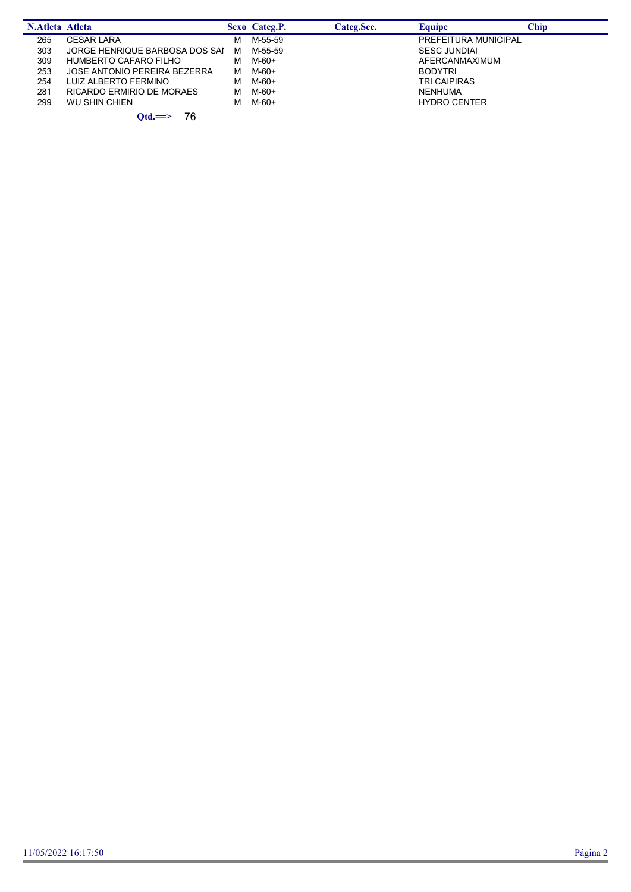| N.Atleta | Atleta | Sexo | Categ.P. | Categ.Sec. | Equipe | Chip |
|---|---|---|---|---|---|---|
| 265 | CESAR LARA | M | M-55-59 | | PREFEITURA MUNICIPAL | |
| 303 | JORGE HENRIQUE BARBOSA DOS SAI | M | M-55-59 | | SESC JUNDIAI | |
| 309 | HUMBERTO CAFARO FILHO | M | M-60+ | | AFERCANMAXIMUM | |
| 253 | JOSE ANTONIO PEREIRA BEZERRA | M | M-60+ | | BODYTRI | |
| 254 | LUIZ ALBERTO FERMINO | M | M-60+ | | TRI CAIPIRAS | |
| 281 | RICARDO ERMIRIO DE MORAES | M | M-60+ | | NENHUMA | |
| 299 | WU SHIN CHIEN | M | M-60+ | | HYDRO CENTER | |

**Qtd.==>** 76

11/05/2022 16:17:50